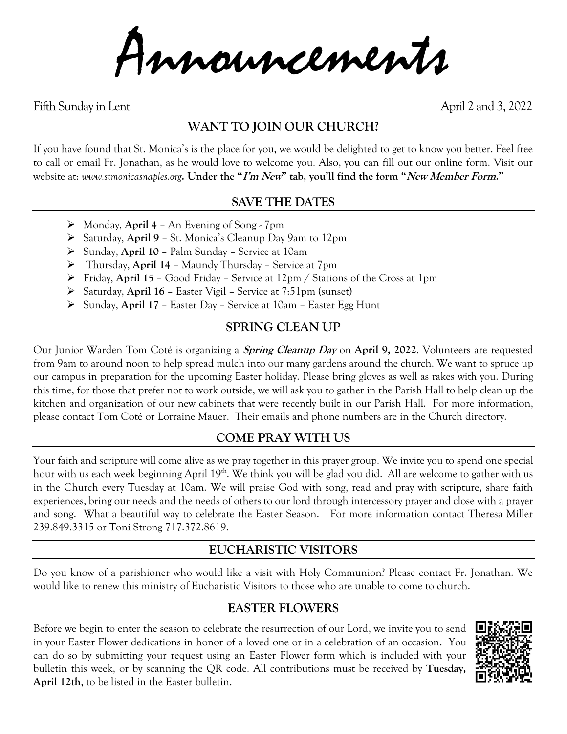# Announcements

Fifth Sunday in Lent April 2 and 3, 2022

## WANT TO JOIN OUR CHURCH?

If you have found that St. Monica's is the place for you, we would be delighted to get to know you better. Feel free to call or email Fr. Jonathan, as he would love to welcome you. Also, you can fill out our online form. Visit our website at: *www.stmonicasnaples.org*. **Under the "*I'm New*" tab, you'll find the form "*New Member Form.*"**

## SAVE THE DATES

- Monday, **April 4** – An Evening of Song - 7pm
- Saturday, **April 9** – St. Monica's Cleanup Day 9am to 12pm
- Sunday, **April 10** – Palm Sunday – Service at 10am
- Thursday, **April 14** – Maundy Thursday – Service at 7pm
- Friday, **April 15** – Good Friday – Service at 12pm / Stations of the Cross at 1pm
- Saturday, **April 16** – Easter Vigil – Service at 7:51pm (sunset)
- Sunday, **April 17** – Easter Day – Service at 10am – Easter Egg Hunt

## SPRING CLEAN UP

Our Junior Warden Tom Coté is organizing a ***Spring Cleanup Day*** on **April 9, 2022**. Volunteers are requested from 9am to around noon to help spread mulch into our many gardens around the church. We want to spruce up our campus in preparation for the upcoming Easter holiday. Please bring gloves as well as rakes with you. During this time, for those that prefer not to work outside, we will ask you to gather in the Parish Hall to help clean up the kitchen and organization of our new cabinets that were recently built in our Parish Hall. For more information, please contact Tom Coté or Lorraine Mauer. Their emails and phone numbers are in the Church directory.

## COME PRAY WITH US

Your faith and scripture will come alive as we pray together in this prayer group. We invite you to spend one special hour with us each week beginning April 19th. We think you will be glad you did. All are welcome to gather with us in the Church every Tuesday at 10am. We will praise God with song, read and pray with scripture, share faith experiences, bring our needs and the needs of others to our lord through intercessory prayer and close with a prayer and song. What a beautiful way to celebrate the Easter Season. For more information contact Theresa Miller 239.849.3315 or Toni Strong 717.372.8619.

## EUCHARISTIC VISITORS

Do you know of a parishioner who would like a visit with Holy Communion? Please contact Fr. Jonathan. We would like to renew this ministry of Eucharistic Visitors to those who are unable to come to church.

## EASTER FLOWERS

Before we begin to enter the season to celebrate the resurrection of our Lord, we invite you to send in your Easter Flower dedications in honor of a loved one or in a celebration of an occasion. You can do so by submitting your request using an Easter Flower form which is included with your bulletin this week, or by scanning the QR code. All contributions must be received by **Tuesday, April 12th**, to be listed in the Easter bulletin.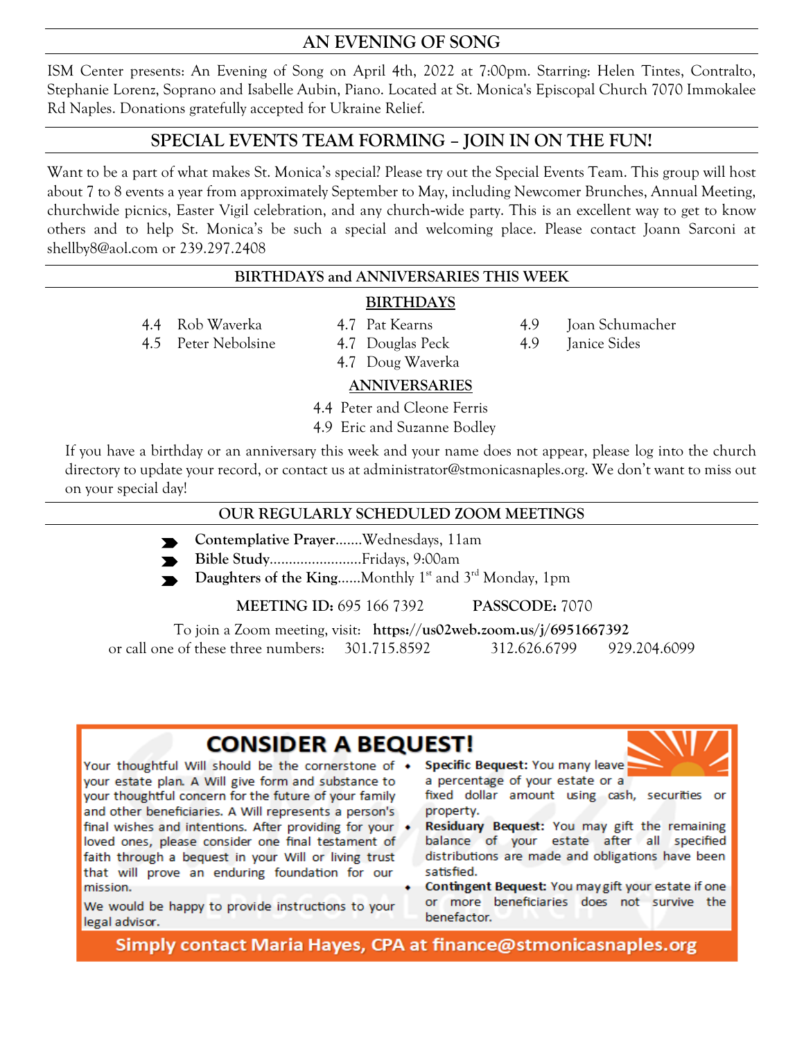## AN EVENING OF SONG

ISM Center presents: An Evening of Song on April 4th, 2022 at 7:00pm. Starring: Helen Tintes, Contralto, Stephanie Lorenz, Soprano and Isabelle Aubin, Piano. Located at St. Monica's Episcopal Church 7070 Immokalee Rd Naples. Donations gratefully accepted for Ukraine Relief.

## SPECIAL EVENTS TEAM FORMING – JOIN IN ON THE FUN!

Want to be a part of what makes St. Monica's special? Please try out the Special Events Team. This group will host about 7 to 8 events a year from approximately September to May, including Newcomer Brunches, Annual Meeting, churchwide picnics, Easter Vigil celebration, and any church-wide party. This is an excellent way to get to know others and to help St. Monica's be such a special and welcoming place. Please contact Joann Sarconi at shellby8@aol.com or 239.297.2408

## BIRTHDAYS and ANNIVERSARIES THIS WEEK

### BIRTHDAYS

- 4.4 Rob Waverka
- 4.5 Peter Nebolsine
- 4.7 Pat Kearns
- 4.7 Douglas Peck
- 4.7 Doug Waverka
- 4.9 Joan Schumacher
- 4.9 Janice Sides

### ANNIVERSARIES

- 4.4 Peter and Cleone Ferris
- 4.9 Eric and Suzanne Bodley

If you have a birthday or an anniversary this week and your name does not appear, please log into the church directory to update your record, or contact us at administrator@stmonicasnaples.org. We don't want to miss out on your special day!

## OUR REGULARLY SCHEDULED ZOOM MEETINGS

- **Contemplative Prayer**.......Wednesdays, 11am
- **Bible Study**........................Fridays, 9:00am
- **Daughters of the King**......Monthly 1st and 3rd Monday, 1pm

**MEETING ID:** 695 166 7392 **PASSCODE:** 7070

To join a Zoom meeting, visit: **https://us02web.zoom.us/j/6951667392**
or call one of these three numbers: 301.715.8592 312.626.6799 929.204.6099

## CONSIDER A BEQUEST!

Your thoughtful Will should be the cornerstone of your estate plan. A Will give form and substance to your thoughtful concern for the future of your family and other beneficiaries. A Will represents a person's final wishes and intentions. After providing for your loved ones, please consider one final testament of faith through a bequest in your Will or living trust that will prove an enduring foundation for our mission.

We would be happy to provide instructions to your legal advisor.

- **Specific Bequest:** You many leave a percentage of your estate or a fixed dollar amount using cash, securities or property.
- **Residuary Bequest:** You may gift the remaining balance of your estate after all specified distributions are made and obligations have been satisfied.
- **Contingent Bequest:** You may gift your estate if one or more beneficiaries does not survive the benefactor.

**Simply contact Maria Hayes, CPA at finance@stmonicasnaples.org**